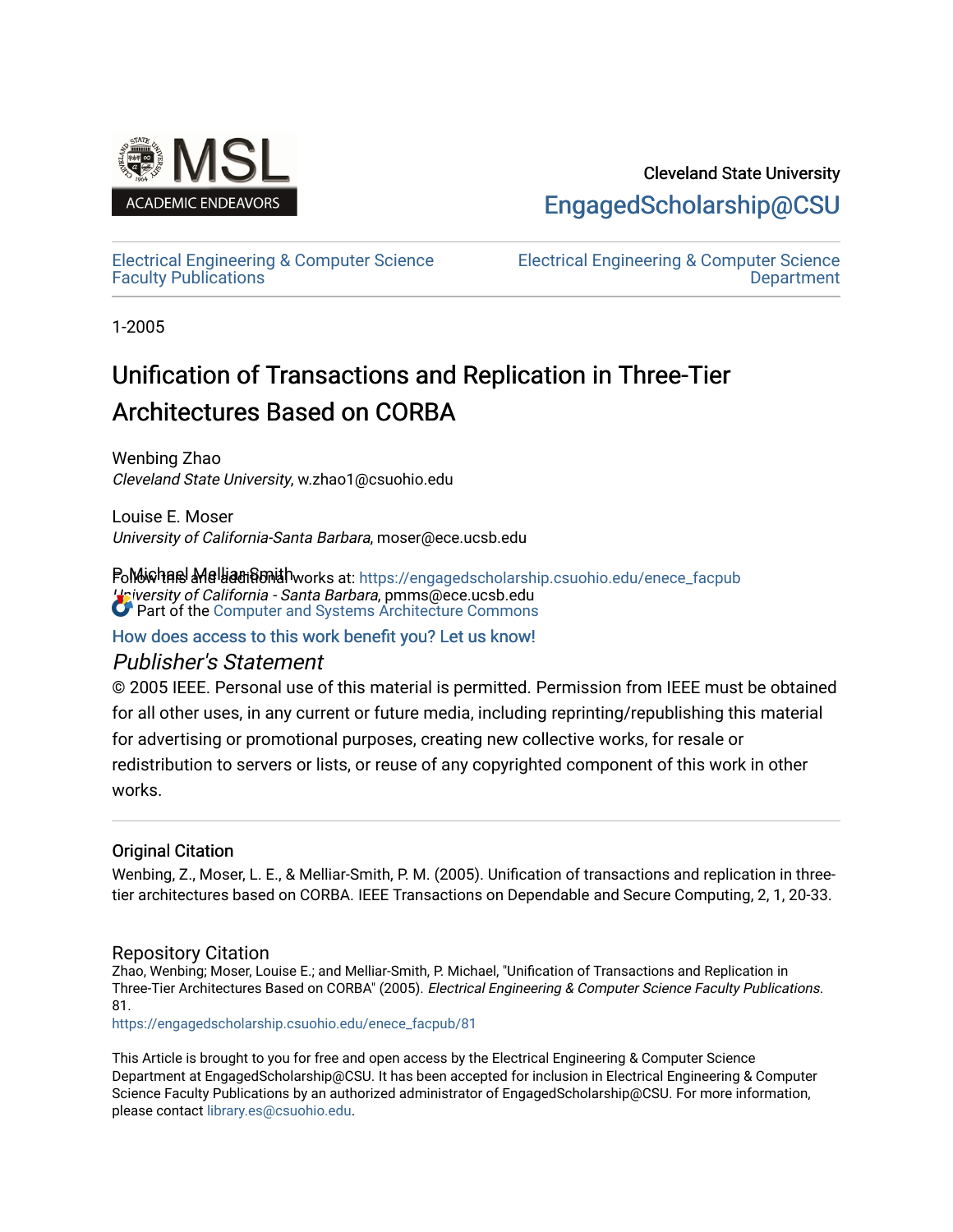Cleveland State University

EngagedScholarship@CSU

Electrical Engineering & Computer Science Faculty Publications

Electrical Engineering & Computer Science Department

1-2005

# Unification of Transactions and Replication in Three-Tier Architectures Based on CORBA

Wenbing Zhao
*Cleveland State University*, w.zhao1@csuohio.edu

Louise E. Moser
*University of California-Santa Barbara*, moser@ece.ucsb.edu

P. Michael Melliar-Smith
*University of California - Santa Barbara*, pmms@ece.ucsb.edu

Follow this and additional works at: https://engagedscholarship.csuohio.edu/enece_facpub

Part of the Computer and Systems Architecture Commons

How does access to this work benefit you? Let us know!

## *Publisher's Statement*

© 2005 IEEE. Personal use of this material is permitted. Permission from IEEE must be obtained for all other uses, in any current or future media, including reprinting/republishing this material for advertising or promotional purposes, creating new collective works, for resale or redistribution to servers or lists, or reuse of any copyrighted component of this work in other works.

### Original Citation

Wenbing, Z., Moser, L. E., & Melliar-Smith, P. M. (2005). Unification of transactions and replication in three-tier architectures based on CORBA. IEEE Transactions on Dependable and Secure Computing, 2, 1, 20-33.

### Repository Citation

Zhao, Wenbing; Moser, Louise E.; and Melliar-Smith, P. Michael, "Unification of Transactions and Replication in Three-Tier Architectures Based on CORBA" (2005). *Electrical Engineering & Computer Science Faculty Publications*. 81.
https://engagedscholarship.csuohio.edu/enece_facpub/81

This Article is brought to you for free and open access by the Electrical Engineering & Computer Science Department at EngagedScholarship@CSU. It has been accepted for inclusion in Electrical Engineering & Computer Science Faculty Publications by an authorized administrator of EngagedScholarship@CSU. For more information, please contact library.es@csuohio.edu.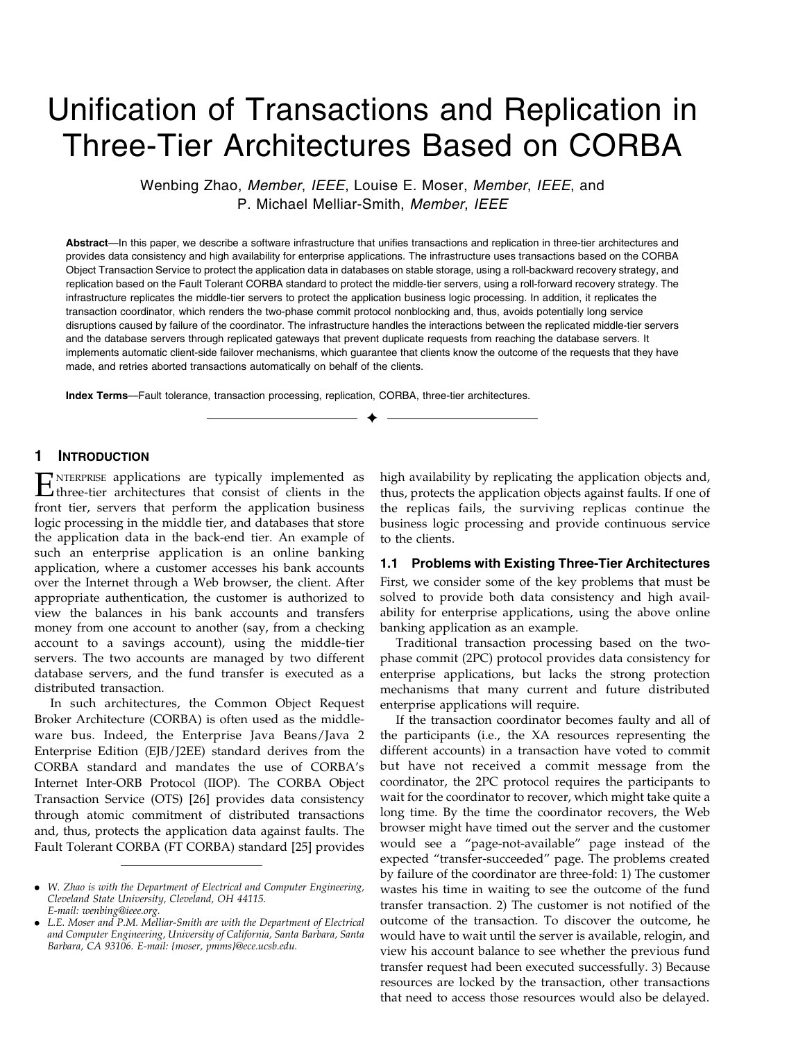# Unification of Transactions and Replication in Three-Tier Architectures Based on CORBA

Wenbing Zhao, *Member*, *IEEE*, Louise E. Moser, *Member*, *IEEE*, and P. Michael Melliar-Smith, *Member*, *IEEE*

**Abstract**—In this paper, we describe a software infrastructure that unifies transactions and replication in three-tier architectures and provides data consistency and high availability for enterprise applications. The infrastructure uses transactions based on the CORBA Object Transaction Service to protect the application data in databases on stable storage, using a roll-backward recovery strategy, and replication based on the Fault Tolerant CORBA standard to protect the middle-tier servers, using a roll-forward recovery strategy. The infrastructure replicates the middle-tier servers to protect the application business logic processing. In addition, it replicates the transaction coordinator, which renders the two-phase commit protocol nonblocking and, thus, avoids potentially long service disruptions caused by failure of the coordinator. The infrastructure handles the interactions between the replicated middle-tier servers and the database servers through replicated gateways that prevent duplicate requests from reaching the database servers. It implements automatic client-side failover mechanisms, which guarantee that clients know the outcome of the requests that they have made, and retries aborted transactions automatically on behalf of the clients.

**Index Terms**—Fault tolerance, transaction processing, replication, CORBA, three-tier architectures.

## 1 Introduction

Enterprise applications are typically implemented as three-tier architectures that consist of clients in the front tier, servers that perform the application business logic processing in the middle tier, and databases that store the application data in the back-end tier. An example of such an enterprise application is an online banking application, where a customer accesses his bank accounts over the Internet through a Web browser, the client. After appropriate authentication, the customer is authorized to view the balances in his bank accounts and transfers money from one account to another (say, from a checking account to a savings account), using the middle-tier servers. The two accounts are managed by two different database servers, and the fund transfer is executed as a distributed transaction.

In such architectures, the Common Object Request Broker Architecture (CORBA) is often used as the middleware bus. Indeed, the Enterprise Java Beans/Java 2 Enterprise Edition (EJB/J2EE) standard derives from the CORBA standard and mandates the use of CORBA's Internet Inter-ORB Protocol (IIOP). The CORBA Object Transaction Service (OTS) [26] provides data consistency through atomic commitment of distributed transactions and, thus, protects the application data against faults. The Fault Tolerant CORBA (FT CORBA) standard [25] provides high availability by replicating the application objects and, thus, protects the application objects against faults. If one of the replicas fails, the surviving replicas continue the business logic processing and provide continuous service to the clients.

### 1.1 Problems with Existing Three-Tier Architectures

First, we consider some of the key problems that must be solved to provide both data consistency and high availability for enterprise applications, using the above online banking application as an example.

Traditional transaction processing based on the two-phase commit (2PC) protocol provides data consistency for enterprise applications, but lacks the strong protection mechanisms that many current and future distributed enterprise applications will require.

If the transaction coordinator becomes faulty and all of the participants (i.e., the XA resources representing the different accounts) in a transaction have voted to commit but have not received a commit message from the coordinator, the 2PC protocol requires the participants to wait for the coordinator to recover, which might take quite a long time. By the time the coordinator recovers, the Web browser might have timed out the server and the customer would see a "page-not-available" page instead of the expected "transfer-succeeded" page. The problems created by failure of the coordinator are three-fold: 1) The customer wastes his time in waiting to see the outcome of the fund transfer transaction. 2) The customer is not notified of the outcome of the transaction. To discover the outcome, he would have to wait until the server is available, relogin, and view his account balance to see whether the previous fund transfer request had been executed successfully. 3) Because resources are locked by the transaction, other transactions that need to access those resources would also be delayed.

- W. Zhao is with the Department of Electrical and Computer Engineering, Cleveland State University, Cleveland, OH 44115. E-mail: wenbing@ieee.org.
- L.E. Moser and P.M. Melliar-Smith are with the Department of Electrical and Computer Engineering, University of California, Santa Barbara, Santa Barbara, CA 93106. E-mail: {moser, pmms}@ece.ucsb.edu.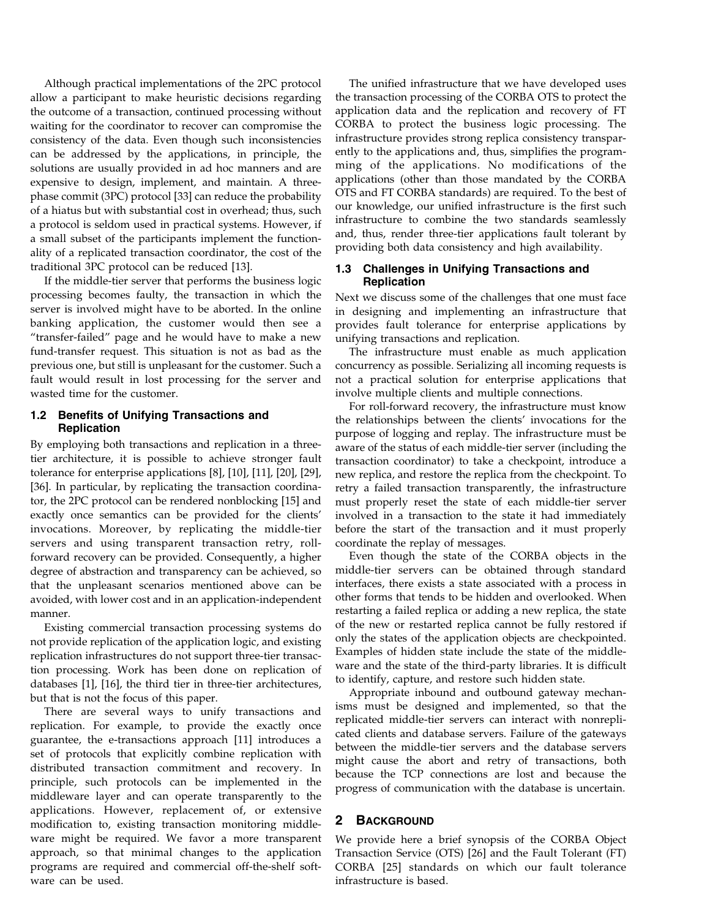Although practical implementations of the 2PC protocol allow a participant to make heuristic decisions regarding the outcome of a transaction, continued processing without waiting for the coordinator to recover can compromise the consistency of the data. Even though such inconsistencies can be addressed by the applications, in principle, the solutions are usually provided in ad hoc manners and are expensive to design, implement, and maintain. A three-phase commit (3PC) protocol [33] can reduce the probability of a hiatus but with substantial cost in overhead; thus, such a protocol is seldom used in practical systems. However, if a small subset of the participants implement the functionality of a replicated transaction coordinator, the cost of the traditional 3PC protocol can be reduced [13].

If the middle-tier server that performs the business logic processing becomes faulty, the transaction in which the server is involved might have to be aborted. In the online banking application, the customer would then see a "transfer-failed" page and he would have to make a new fund-transfer request. This situation is not as bad as the previous one, but still is unpleasant for the customer. Such a fault would result in lost processing for the server and wasted time for the customer.

### 1.2 Benefits of Unifying Transactions and Replication

By employing both transactions and replication in a three-tier architecture, it is possible to achieve stronger fault tolerance for enterprise applications [8], [10], [11], [20], [29], [36]. In particular, by replicating the transaction coordinator, the 2PC protocol can be rendered nonblocking [15] and exactly once semantics can be provided for the clients' invocations. Moreover, by replicating the middle-tier servers and using transparent transaction retry, roll-forward recovery can be provided. Consequently, a higher degree of abstraction and transparency can be achieved, so that the unpleasant scenarios mentioned above can be avoided, with lower cost and in an application-independent manner.

Existing commercial transaction processing systems do not provide replication of the application logic, and existing replication infrastructures do not support three-tier transaction processing. Work has been done on replication of databases [1], [16], the third tier in three-tier architectures, but that is not the focus of this paper.

There are several ways to unify transactions and replication. For example, to provide the exactly once guarantee, the e-transactions approach [11] introduces a set of protocols that explicitly combine replication with distributed transaction commitment and recovery. In principle, such protocols can be implemented in the middleware layer and can operate transparently to the applications. However, replacement of, or extensive modification to, existing transaction monitoring middleware might be required. We favor a more transparent approach, so that minimal changes to the application programs are required and commercial off-the-shelf software can be used.

The unified infrastructure that we have developed uses the transaction processing of the CORBA OTS to protect the application data and the replication and recovery of FT CORBA to protect the business logic processing. The infrastructure provides strong replica consistency transparently to the applications and, thus, simplifies the programming of the applications. No modifications of the applications (other than those mandated by the CORBA OTS and FT CORBA standards) are required. To the best of our knowledge, our unified infrastructure is the first such infrastructure to combine the two standards seamlessly and, thus, render three-tier applications fault tolerant by providing both data consistency and high availability.

### 1.3 Challenges in Unifying Transactions and Replication

Next we discuss some of the challenges that one must face in designing and implementing an infrastructure that provides fault tolerance for enterprise applications by unifying transactions and replication.

The infrastructure must enable as much application concurrency as possible. Serializing all incoming requests is not a practical solution for enterprise applications that involve multiple clients and multiple connections.

For roll-forward recovery, the infrastructure must know the relationships between the clients' invocations for the purpose of logging and replay. The infrastructure must be aware of the status of each middle-tier server (including the transaction coordinator) to take a checkpoint, introduce a new replica, and restore the replica from the checkpoint. To retry a failed transaction transparently, the infrastructure must properly reset the state of each middle-tier server involved in a transaction to the state it had immediately before the start of the transaction and it must properly coordinate the replay of messages.

Even though the state of the CORBA objects in the middle-tier servers can be obtained through standard interfaces, there exists a state associated with a process in other forms that tends to be hidden and overlooked. When restarting a failed replica or adding a new replica, the state of the new or restarted replica cannot be fully restored if only the states of the application objects are checkpointed. Examples of hidden state include the state of the middleware and the state of the third-party libraries. It is difficult to identify, capture, and restore such hidden state.

Appropriate inbound and outbound gateway mechanisms must be designed and implemented, so that the replicated middle-tier servers can interact with nonreplicated clients and database servers. Failure of the gateways between the middle-tier servers and the database servers might cause the abort and retry of transactions, both because the TCP connections are lost and because the progress of communication with the database is uncertain.

## 2 Background

We provide here a brief synopsis of the CORBA Object Transaction Service (OTS) [26] and the Fault Tolerant (FT) CORBA [25] standards on which our fault tolerance infrastructure is based.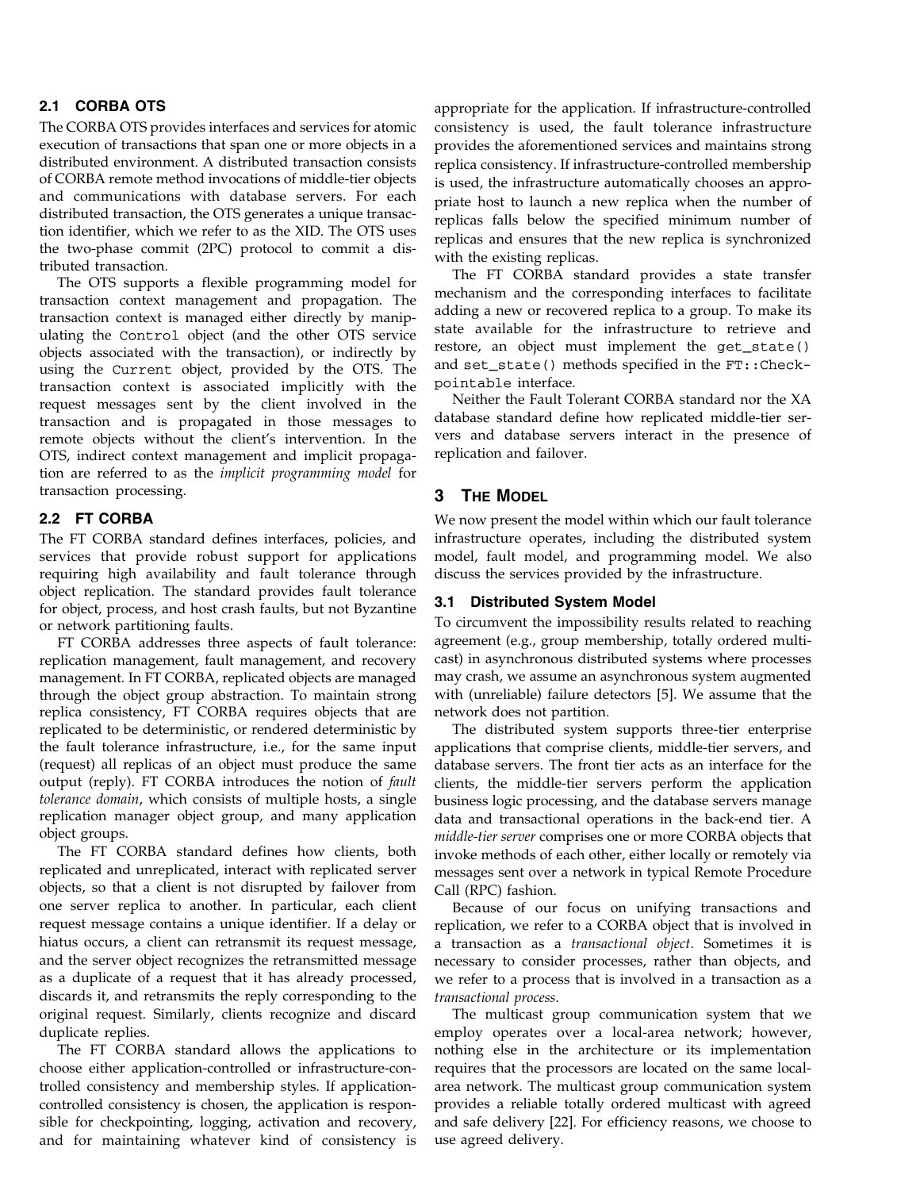### 2.1 CORBA OTS

The CORBA OTS provides interfaces and services for atomic execution of transactions that span one or more objects in a distributed environment. A distributed transaction consists of CORBA remote method invocations of middle-tier objects and communications with database servers. For each distributed transaction, the OTS generates a unique transaction identifier, which we refer to as the XID. The OTS uses the two-phase commit (2PC) protocol to commit a distributed transaction.

The OTS supports a flexible programming model for transaction context management and propagation. The transaction context is managed either directly by manipulating the `Control` object (and the other OTS service objects associated with the transaction), or indirectly by using the `Current` object, provided by the OTS. The transaction context is associated implicitly with the request messages sent by the client involved in the transaction and is propagated in those messages to remote objects without the client's intervention. In the OTS, indirect context management and implicit propagation are referred to as the *implicit programming model* for transaction processing.

### 2.2 FT CORBA

The FT CORBA standard defines interfaces, policies, and services that provide robust support for applications requiring high availability and fault tolerance through object replication. The standard provides fault tolerance for object, process, and host crash faults, but not Byzantine or network partitioning faults.

FT CORBA addresses three aspects of fault tolerance: replication management, fault management, and recovery management. In FT CORBA, replicated objects are managed through the object group abstraction. To maintain strong replica consistency, FT CORBA requires objects that are replicated to be deterministic, or rendered deterministic by the fault tolerance infrastructure, i.e., for the same input (request) all replicas of an object must produce the same output (reply). FT CORBA introduces the notion of *fault tolerance domain*, which consists of multiple hosts, a single replication manager object group, and many application object groups.

The FT CORBA standard defines how clients, both replicated and unreplicated, interact with replicated server objects, so that a client is not disrupted by failover from one server replica to another. In particular, each client request message contains a unique identifier. If a delay or hiatus occurs, a client can retransmit its request message, and the server object recognizes the retransmitted message as a duplicate of a request that it has already processed, discards it, and retransmits the reply corresponding to the original request. Similarly, clients recognize and discard duplicate replies.

The FT CORBA standard allows the applications to choose either application-controlled or infrastructure-controlled consistency and membership styles. If application-controlled consistency is chosen, the application is responsible for checkpointing, logging, activation and recovery, and for maintaining whatever kind of consistency is appropriate for the application. If infrastructure-controlled consistency is used, the fault tolerance infrastructure provides the aforementioned services and maintains strong replica consistency. If infrastructure-controlled membership is used, the infrastructure automatically chooses an appropriate host to launch a new replica when the number of replicas falls below the specified minimum number of replicas and ensures that the new replica is synchronized with the existing replicas.

The FT CORBA standard provides a state transfer mechanism and the corresponding interfaces to facilitate adding a new or recovered replica to a group. To make its state available for the infrastructure to retrieve and restore, an object must implement the `get_state()` and `set_state()` methods specified in the `FT::Checkpointable` interface.

Neither the Fault Tolerant CORBA standard nor the XA database standard define how replicated middle-tier servers and database servers interact in the presence of replication and failover.

## 3 The Model

We now present the model within which our fault tolerance infrastructure operates, including the distributed system model, fault model, and programming model. We also discuss the services provided by the infrastructure.

### 3.1 Distributed System Model

To circumvent the impossibility results related to reaching agreement (e.g., group membership, totally ordered multicast) in asynchronous distributed systems where processes may crash, we assume an asynchronous system augmented with (unreliable) failure detectors [5]. We assume that the network does not partition.

The distributed system supports three-tier enterprise applications that comprise clients, middle-tier servers, and database servers. The front tier acts as an interface for the clients, the middle-tier servers perform the application business logic processing, and the database servers manage data and transactional operations in the back-end tier. A *middle-tier server* comprises one or more CORBA objects that invoke methods of each other, either locally or remotely via messages sent over a network in typical Remote Procedure Call (RPC) fashion.

Because of our focus on unifying transactions and replication, we refer to a CORBA object that is involved in a transaction as a *transactional object*. Sometimes it is necessary to consider processes, rather than objects, and we refer to a process that is involved in a transaction as a *transactional process*.

The multicast group communication system that we employ operates over a local-area network; however, nothing else in the architecture or its implementation requires that the processors are located on the same local-area network. The multicast group communication system provides a reliable totally ordered multicast with agreed and safe delivery [22]. For efficiency reasons, we choose to use agreed delivery.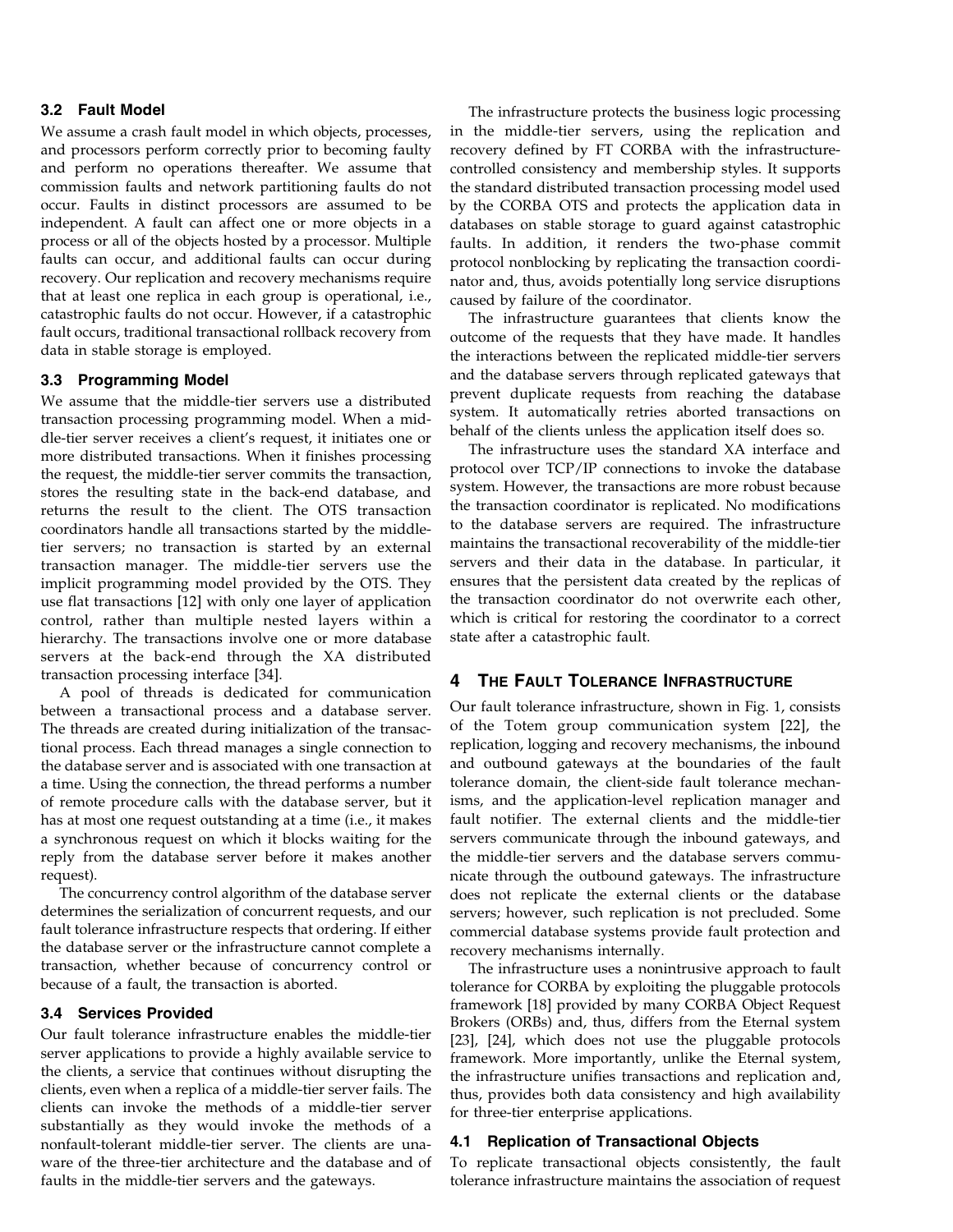### 3.2 Fault Model

We assume a crash fault model in which objects, processes, and processors perform correctly prior to becoming faulty and perform no operations thereafter. We assume that commission faults and network partitioning faults do not occur. Faults in distinct processors are assumed to be independent. A fault can affect one or more objects in a process or all of the objects hosted by a processor. Multiple faults can occur, and additional faults can occur during recovery. Our replication and recovery mechanisms require that at least one replica in each group is operational, i.e., catastrophic faults do not occur. However, if a catastrophic fault occurs, traditional transactional rollback recovery from data in stable storage is employed.

### 3.3 Programming Model

We assume that the middle-tier servers use a distributed transaction processing programming model. When a middle-tier server receives a client's request, it initiates one or more distributed transactions. When it finishes processing the request, the middle-tier server commits the transaction, stores the resulting state in the back-end database, and returns the result to the client. The OTS transaction coordinators handle all transactions started by the middle-tier servers; no transaction is started by an external transaction manager. The middle-tier servers use the implicit programming model provided by the OTS. They use flat transactions [12] with only one layer of application control, rather than multiple nested layers within a hierarchy. The transactions involve one or more database servers at the back-end through the XA distributed transaction processing interface [34].

A pool of threads is dedicated for communication between a transactional process and a database server. The threads are created during initialization of the transactional process. Each thread manages a single connection to the database server and is associated with one transaction at a time. Using the connection, the thread performs a number of remote procedure calls with the database server, but it has at most one request outstanding at a time (i.e., it makes a synchronous request on which it blocks waiting for the reply from the database server before it makes another request).

The concurrency control algorithm of the database server determines the serialization of concurrent requests, and our fault tolerance infrastructure respects that ordering. If either the database server or the infrastructure cannot complete a transaction, whether because of concurrency control or because of a fault, the transaction is aborted.

### 3.4 Services Provided

Our fault tolerance infrastructure enables the middle-tier server applications to provide a highly available service to the clients, a service that continues without disrupting the clients, even when a replica of a middle-tier server fails. The clients can invoke the methods of a middle-tier server substantially as they would invoke the methods of a nonfault-tolerant middle-tier server. The clients are unaware of the three-tier architecture and the database and of faults in the middle-tier servers and the gateways.

The infrastructure protects the business logic processing in the middle-tier servers, using the replication and recovery defined by FT CORBA with the infrastructure-controlled consistency and membership styles. It supports the standard distributed transaction processing model used by the CORBA OTS and protects the application data in databases on stable storage to guard against catastrophic faults. In addition, it renders the two-phase commit protocol nonblocking by replicating the transaction coordinator and, thus, avoids potentially long service disruptions caused by failure of the coordinator.

The infrastructure guarantees that clients know the outcome of the requests that they have made. It handles the interactions between the replicated middle-tier servers and the database servers through replicated gateways that prevent duplicate requests from reaching the database system. It automatically retries aborted transactions on behalf of the clients unless the application itself does so.

The infrastructure uses the standard XA interface and protocol over TCP/IP connections to invoke the database system. However, the transactions are more robust because the transaction coordinator is replicated. No modifications to the database servers are required. The infrastructure maintains the transactional recoverability of the middle-tier servers and their data in the database. In particular, it ensures that the persistent data created by the replicas of the transaction coordinator do not overwrite each other, which is critical for restoring the coordinator to a correct state after a catastrophic fault.

## 4 The Fault Tolerance Infrastructure

Our fault tolerance infrastructure, shown in Fig. 1, consists of the Totem group communication system [22], the replication, logging and recovery mechanisms, the inbound and outbound gateways at the boundaries of the fault tolerance domain, the client-side fault tolerance mechanisms, and the application-level replication manager and fault notifier. The external clients and the middle-tier servers communicate through the inbound gateways, and the middle-tier servers and the database servers communicate through the outbound gateways. The infrastructure does not replicate the external clients or the database servers; however, such replication is not precluded. Some commercial database systems provide fault protection and recovery mechanisms internally.

The infrastructure uses a nonintrusive approach to fault tolerance for CORBA by exploiting the pluggable protocols framework [18] provided by many CORBA Object Request Brokers (ORBs) and, thus, differs from the Eternal system [23], [24], which does not use the pluggable protocols framework. More importantly, unlike the Eternal system, the infrastructure unifies transactions and replication and, thus, provides both data consistency and high availability for three-tier enterprise applications.

### 4.1 Replication of Transactional Objects

To replicate transactional objects consistently, the fault tolerance infrastructure maintains the association of request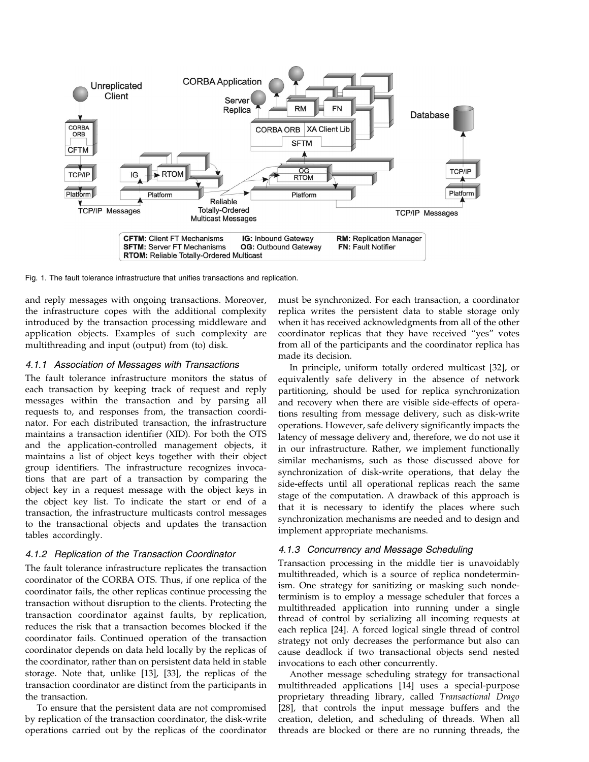CFTM: Client FT Mechanisms
IG: Inbound Gateway
RM: Replication Manager
SFTM: Server FT Mechanisms
OG: Outbound Gateway
FN: Fault Notifier
RTOM: Reliable Totally-Ordered Multicast

Fig. 1. The fault tolerance infrastructure that unifies transactions and replication.

and reply messages with ongoing transactions. Moreover, the infrastructure copes with the additional complexity introduced by the transaction processing middleware and application objects. Examples of such complexity are multithreading and input (output) from (to) disk.

#### 4.1.1 Association of Messages with Transactions

The fault tolerance infrastructure monitors the status of each transaction by keeping track of request and reply messages within the transaction and by parsing all requests to, and responses from, the transaction coordinator. For each distributed transaction, the infrastructure maintains a transaction identifier (XID). For both the OTS and the application-controlled management objects, it maintains a list of object keys together with their object group identifiers. The infrastructure recognizes invocations that are part of a transaction by comparing the object key in a request message with the object keys in the object key list. To indicate the start or end of a transaction, the infrastructure multicasts control messages to the transactional objects and updates the transaction tables accordingly.

#### 4.1.2 Replication of the Transaction Coordinator

The fault tolerance infrastructure replicates the transaction coordinator of the CORBA OTS. Thus, if one replica of the coordinator fails, the other replicas continue processing the transaction without disruption to the clients. Protecting the transaction coordinator against faults, by replication, reduces the risk that a transaction becomes blocked if the coordinator fails. Continued operation of the transaction coordinator depends on data held locally by the replicas of the coordinator, rather than on persistent data held in stable storage. Note that, unlike [13], [33], the replicas of the transaction coordinator are distinct from the participants in the transaction.

To ensure that the persistent data are not compromised by replication of the transaction coordinator, the disk-write operations carried out by the replicas of the coordinator must be synchronized. For each transaction, a coordinator replica writes the persistent data to stable storage only when it has received acknowledgments from all of the other coordinator replicas that they have received "yes" votes from all of the participants and the coordinator replica has made its decision.

In principle, uniform totally ordered multicast [32], or equivalently safe delivery in the absence of network partitioning, should be used for replica synchronization and recovery when there are visible side-effects of operations resulting from message delivery, such as disk-write operations. However, safe delivery significantly impacts the latency of message delivery and, therefore, we do not use it in our infrastructure. Rather, we implement functionally similar mechanisms, such as those discussed above for synchronization of disk-write operations, that delay the side-effects until all operational replicas reach the same stage of the computation. A drawback of this approach is that it is necessary to identify the places where such synchronization mechanisms are needed and to design and implement appropriate mechanisms.

#### 4.1.3 Concurrency and Message Scheduling

Transaction processing in the middle tier is unavoidably multithreaded, which is a source of replica nondeterminism. One strategy for sanitizing or masking such nondeterminism is to employ a message scheduler that forces a multithreaded application into running under a single thread of control by serializing all incoming requests at each replica [24]. A forced logical single thread of control strategy not only decreases the performance but also can cause deadlock if two transactional objects send nested invocations to each other concurrently.

Another message scheduling strategy for transactional multithreaded applications [14] uses a special-purpose proprietary threading library, called *Transactional Drago* [28], that controls the input message buffers and the creation, deletion, and scheduling of threads. When all threads are blocked or there are no running threads, the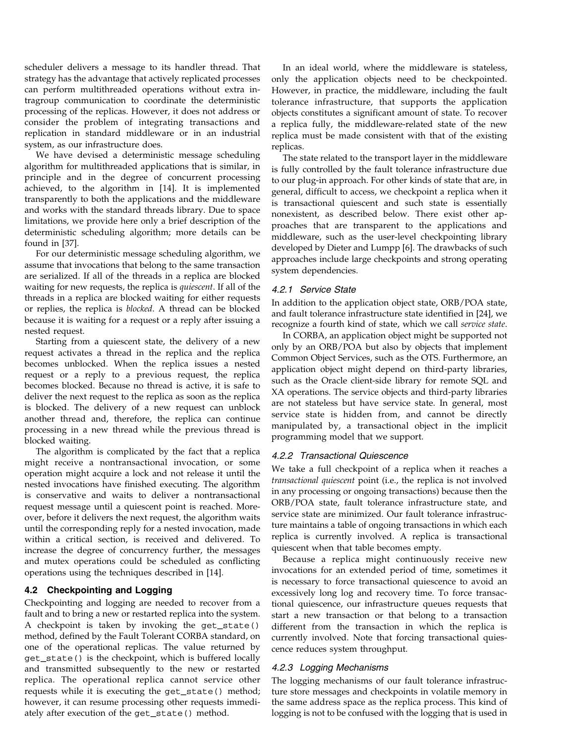scheduler delivers a message to its handler thread. That strategy has the advantage that actively replicated processes can perform multithreaded operations without extra intragroup communication to coordinate the deterministic processing of the replicas. However, it does not address or consider the problem of integrating transactions and replication in standard middleware or in an industrial system, as our infrastructure does.

We have devised a deterministic message scheduling algorithm for multithreaded applications that is similar, in principle and in the degree of concurrent processing achieved, to the algorithm in [14]. It is implemented transparently to both the applications and the middleware and works with the standard threads library. Due to space limitations, we provide here only a brief description of the deterministic scheduling algorithm; more details can be found in [37].

For our deterministic message scheduling algorithm, we assume that invocations that belong to the same transaction are serialized. If all of the threads in a replica are blocked waiting for new requests, the replica is *quiescent*. If all of the threads in a replica are blocked waiting for either requests or replies, the replica is *blocked*. A thread can be blocked because it is waiting for a request or a reply after issuing a nested request.

Starting from a quiescent state, the delivery of a new request activates a thread in the replica and the replica becomes unblocked. When the replica issues a nested request or a reply to a previous request, the replica becomes blocked. Because no thread is active, it is safe to deliver the next request to the replica as soon as the replica is blocked. The delivery of a new request can unblock another thread and, therefore, the replica can continue processing in a new thread while the previous thread is blocked waiting.

The algorithm is complicated by the fact that a replica might receive a nontransactional invocation, or some operation might acquire a lock and not release it until the nested invocations have finished executing. The algorithm is conservative and waits to deliver a nontransactional request message until a quiescent point is reached. Moreover, before it delivers the next request, the algorithm waits until the corresponding reply for a nested invocation, made within a critical section, is received and delivered. To increase the degree of concurrency further, the messages and mutex operations could be scheduled as conflicting operations using the techniques described in [14].

### 4.2 Checkpointing and Logging

Checkpointing and logging are needed to recover from a fault and to bring a new or restarted replica into the system. A checkpoint is taken by invoking the `get_state()` method, defined by the Fault Tolerant CORBA standard, on one of the operational replicas. The value returned by `get_state()` is the checkpoint, which is buffered locally and transmitted subsequently to the new or restarted replica. The operational replica cannot service other requests while it is executing the `get_state()` method; however, it can resume processing other requests immediately after execution of the `get_state()` method.

In an ideal world, where the middleware is stateless, only the application objects need to be checkpointed. However, in practice, the middleware, including the fault tolerance infrastructure, that supports the application objects constitutes a significant amount of state. To recover a replica fully, the middleware-related state of the new replica must be made consistent with that of the existing replicas.

The state related to the transport layer in the middleware is fully controlled by the fault tolerance infrastructure due to our plug-in approach. For other kinds of state that are, in general, difficult to access, we checkpoint a replica when it is transactional quiescent and such state is essentially nonexistent, as described below. There exist other approaches that are transparent to the applications and middleware, such as the user-level checkpointing library developed by Dieter and Lumpp [6]. The drawbacks of such approaches include large checkpoints and strong operating system dependencies.

#### 4.2.1 Service State

In addition to the application object state, ORB/POA state, and fault tolerance infrastructure state identified in [24], we recognize a fourth kind of state, which we call *service state*.

In CORBA, an application object might be supported not only by an ORB/POA but also by objects that implement Common Object Services, such as the OTS. Furthermore, an application object might depend on third-party libraries, such as the Oracle client-side library for remote SQL and XA operations. The service objects and third-party libraries are not stateless but have service state. In general, most service state is hidden from, and cannot be directly manipulated by, a transactional object in the implicit programming model that we support.

#### 4.2.2 Transactional Quiescence

We take a full checkpoint of a replica when it reaches a *transactional quiescent* point (i.e., the replica is not involved in any processing or ongoing transactions) because then the ORB/POA state, fault tolerance infrastructure state, and service state are minimized. Our fault tolerance infrastructure maintains a table of ongoing transactions in which each replica is currently involved. A replica is transactional quiescent when that table becomes empty.

Because a replica might continuously receive new invocations for an extended period of time, sometimes it is necessary to force transactional quiescence to avoid an excessively long log and recovery time. To force transactional quiescence, our infrastructure queues requests that start a new transaction or that belong to a transaction different from the transaction in which the replica is currently involved. Note that forcing transactional quiescence reduces system throughput.

#### 4.2.3 Logging Mechanisms

The logging mechanisms of our fault tolerance infrastructure store messages and checkpoints in volatile memory in the same address space as the replica process. This kind of logging is not to be confused with the logging that is used in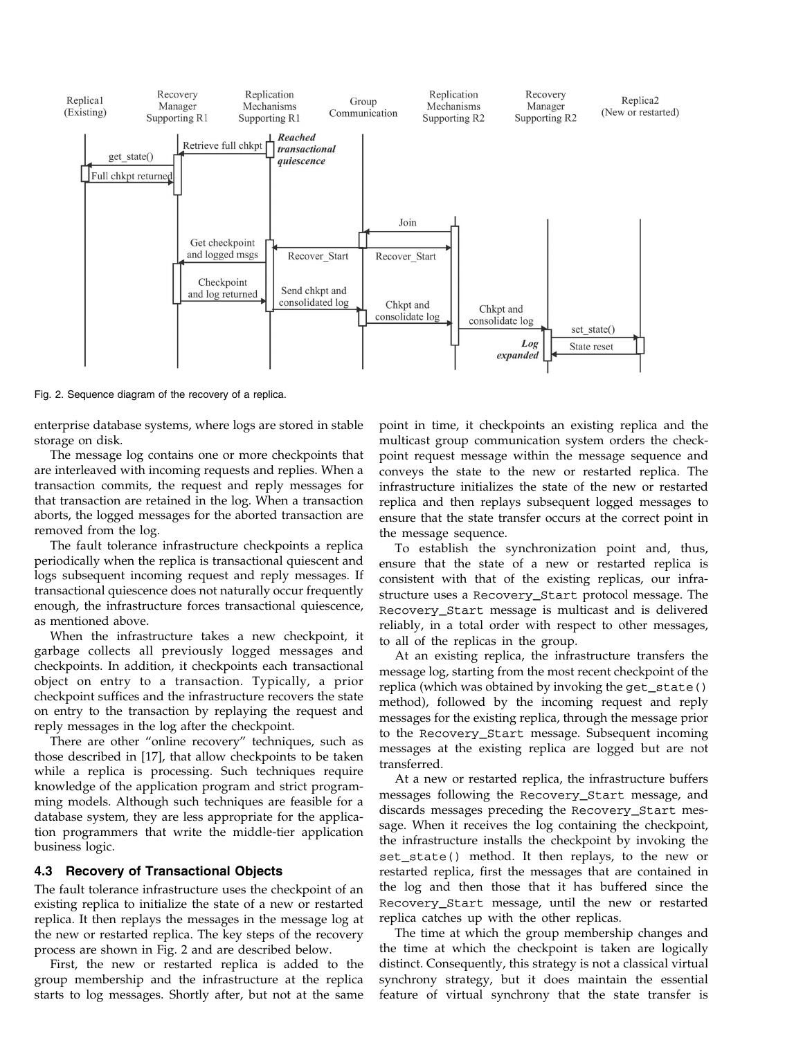Replica1 (Existing)
Recovery Manager Supporting R1
Replication Mechanisms Supporting R1
Group Communication
Replication Mechanisms Supporting R2
Recovery Manager Supporting R2
Replica2 (New or restarted)
Retrieve full chkpt
Reached transactional quiescence
get_state()
Full chkpt returned
Join
Get checkpoint and logged msgs
Recover_Start
Recover_Start
Checkpoint and log returned
Send chkpt and consolidated log
Chkpt and consolidate log
Chkpt and consolidate log
set_state()
Log expanded
State reset

Fig. 2. Sequence diagram of the recovery of a replica.

enterprise database systems, where logs are stored in stable storage on disk.

The message log contains one or more checkpoints that are interleaved with incoming requests and replies. When a transaction commits, the request and reply messages for that transaction are retained in the log. When a transaction aborts, the logged messages for the aborted transaction are removed from the log.

The fault tolerance infrastructure checkpoints a replica periodically when the replica is transactional quiescent and logs subsequent incoming request and reply messages. If transactional quiescence does not naturally occur frequently enough, the infrastructure forces transactional quiescence, as mentioned above.

When the infrastructure takes a new checkpoint, it garbage collects all previously logged messages and checkpoints. In addition, it checkpoints each transactional object on entry to a transaction. Typically, a prior checkpoint suffices and the infrastructure recovers the state on entry to the transaction by replaying the request and reply messages in the log after the checkpoint.

There are other "online recovery" techniques, such as those described in [17], that allow checkpoints to be taken while a replica is processing. Such techniques require knowledge of the application program and strict programming models. Although such techniques are feasible for a database system, they are less appropriate for the application programmers that write the middle-tier application business logic.

### 4.3 Recovery of Transactional Objects

The fault tolerance infrastructure uses the checkpoint of an existing replica to initialize the state of a new or restarted replica. It then replays the messages in the message log at the new or restarted replica. The key steps of the recovery process are shown in Fig. 2 and are described below.

First, the new or restarted replica is added to the group membership and the infrastructure at the replica starts to log messages. Shortly after, but not at the same point in time, it checkpoints an existing replica and the multicast group communication system orders the checkpoint request message within the message sequence and conveys the state to the new or restarted replica. The infrastructure initializes the state of the new or restarted replica and then replays subsequent logged messages to ensure that the state transfer occurs at the correct point in the message sequence.

To establish the synchronization point and, thus, ensure that the state of a new or restarted replica is consistent with that of the existing replicas, our infrastructure uses a `Recovery_Start` protocol message. The `Recovery_Start` message is multicast and is delivered reliably, in a total order with respect to other messages, to all of the replicas in the group.

At an existing replica, the infrastructure transfers the message log, starting from the most recent checkpoint of the replica (which was obtained by invoking the `get_state()` method), followed by the incoming request and reply messages for the existing replica, through the message prior to the `Recovery_Start` message. Subsequent incoming messages at the existing replica are logged but are not transferred.

At a new or restarted replica, the infrastructure buffers messages following the `Recovery_Start` message, and discards messages preceding the `Recovery_Start` message. When it receives the log containing the checkpoint, the infrastructure installs the checkpoint by invoking the `set_state()` method. It then replays, to the new or restarted replica, first the messages that are contained in the log and then those that it has buffered since the `Recovery_Start` message, until the new or restarted replica catches up with the other replicas.

The time at which the group membership changes and the time at which the checkpoint is taken are logically distinct. Consequently, this strategy is not a classical virtual synchrony strategy, but it does maintain the essential feature of virtual synchrony that the state transfer is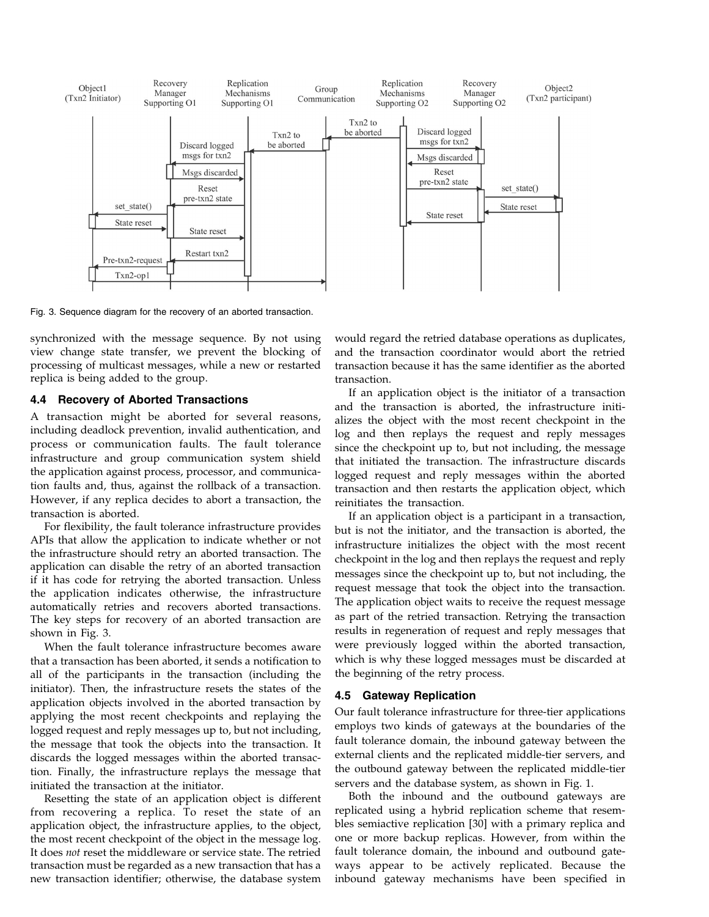Object1
(Txn2 Initiator)

Recovery
Manager
Supporting O1

Replication
Mechanisms
Supporting O1

Group
Communication

Replication
Mechanisms
Supporting O2

Recovery
Manager
Supporting O2

Object2
(Txn2 participant)

Txn2 to
be aborted

Txn2 to
be aborted

Discard logged
msgs for txn2

Discard logged
msgs for txn2

Msgs discarded

Msgs discarded

Reset
pre-txn2 state

Reset
pre-txn2 state

set_state()

set_state()

State reset

State reset

State reset

State reset

Restart txn2

Pre-txn2-request

Txn2-op1

Fig. 3. Sequence diagram for the recovery of an aborted transaction.

synchronized with the message sequence. By not using view change state transfer, we prevent the blocking of processing of multicast messages, while a new or restarted replica is being added to the group.

### 4.4 Recovery of Aborted Transactions

A transaction might be aborted for several reasons, including deadlock prevention, invalid authentication, and process or communication faults. The fault tolerance infrastructure and group communication system shield the application against process, processor, and communication faults and, thus, against the rollback of a transaction. However, if any replica decides to abort a transaction, the transaction is aborted.

For flexibility, the fault tolerance infrastructure provides APIs that allow the application to indicate whether or not the infrastructure should retry an aborted transaction. The application can disable the retry of an aborted transaction if it has code for retrying the aborted transaction. Unless the application indicates otherwise, the infrastructure automatically retries and recovers aborted transactions. The key steps for recovery of an aborted transaction are shown in Fig. 3.

When the fault tolerance infrastructure becomes aware that a transaction has been aborted, it sends a notification to all of the participants in the transaction (including the initiator). Then, the infrastructure resets the states of the application objects involved in the aborted transaction by applying the most recent checkpoints and replaying the logged request and reply messages up to, but not including, the message that took the objects into the transaction. It discards the logged messages within the aborted transaction. Finally, the infrastructure replays the message that initiated the transaction at the initiator.

Resetting the state of an application object is different from recovering a replica. To reset the state of an application object, the infrastructure applies, to the object, the most recent checkpoint of the object in the message log. It does *not* reset the middleware or service state. The retried transaction must be regarded as a new transaction that has a new transaction identifier; otherwise, the database system would regard the retried database operations as duplicates, and the transaction coordinator would abort the retried transaction because it has the same identifier as the aborted transaction.

If an application object is the initiator of a transaction and the transaction is aborted, the infrastructure initializes the object with the most recent checkpoint in the log and then replays the request and reply messages since the checkpoint up to, but not including, the message that initiated the transaction. The infrastructure discards logged request and reply messages within the aborted transaction and then restarts the application object, which reinitiates the transaction.

If an application object is a participant in a transaction, but is not the initiator, and the transaction is aborted, the infrastructure initializes the object with the most recent checkpoint in the log and then replays the request and reply messages since the checkpoint up to, but not including, the request message that took the object into the transaction. The application object waits to receive the request message as part of the retried transaction. Retrying the transaction results in regeneration of request and reply messages that were previously logged within the aborted transaction, which is why these logged messages must be discarded at the beginning of the retry process.

### 4.5 Gateway Replication

Our fault tolerance infrastructure for three-tier applications employs two kinds of gateways at the boundaries of the fault tolerance domain, the inbound gateway between the external clients and the replicated middle-tier servers, and the outbound gateway between the replicated middle-tier servers and the database system, as shown in Fig. 1.

Both the inbound and the outbound gateways are replicated using a hybrid replication scheme that resembles semiactive replication [30] with a primary replica and one or more backup replicas. However, from within the fault tolerance domain, the inbound and outbound gateways appear to be actively replicated. Because the inbound gateway mechanisms have been specified in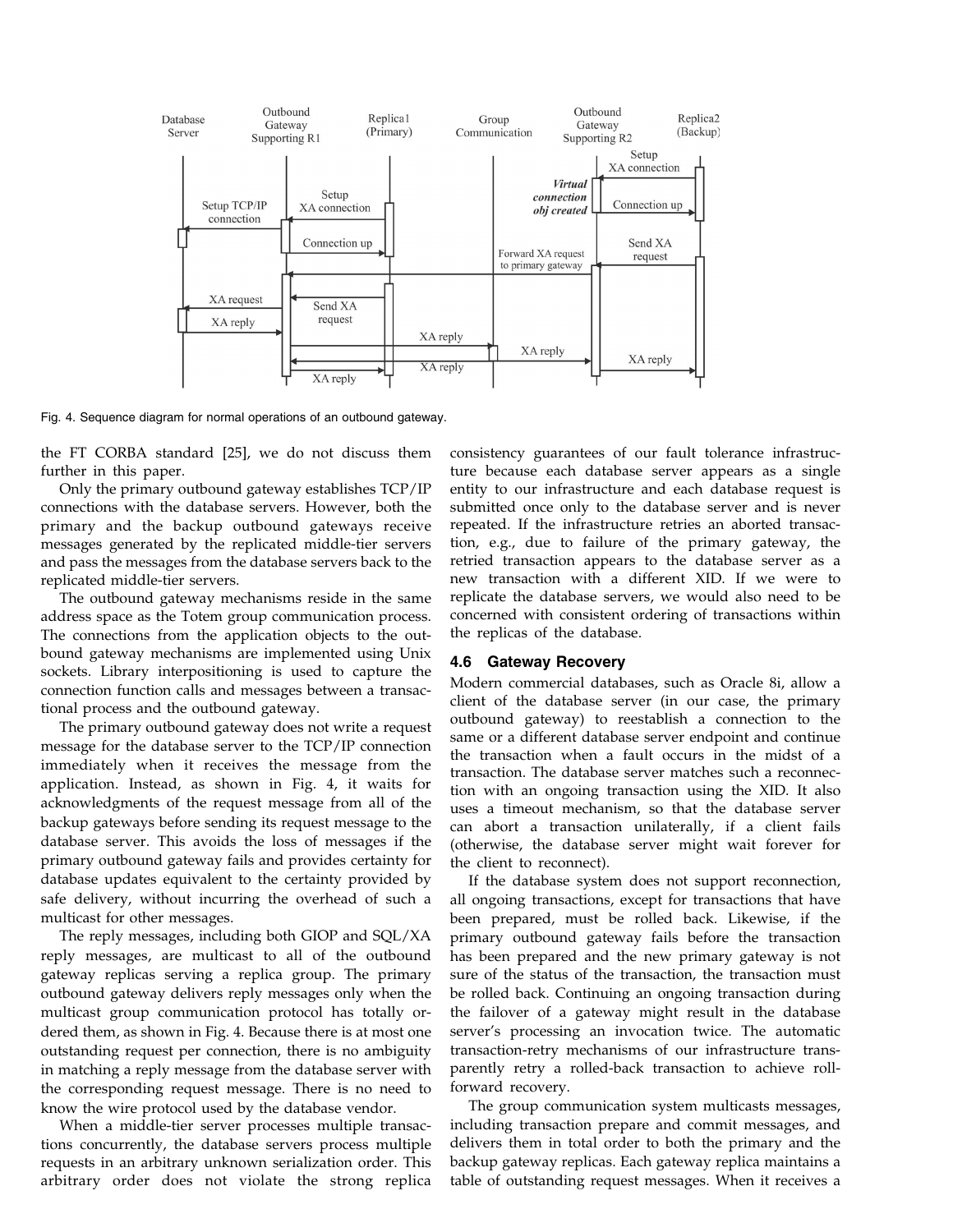Database Server

Outbound Gateway Supporting R1

Replica1 (Primary)

Group Communication

Outbound Gateway Supporting R2

Replica2 (Backup)

Setup XA connection

*Virtual connection obj created*

Connection up

Setup TCP/IP connection

Setup XA connection

Connection up

Send XA request

Forward XA request to primary gateway

XA request

Send XA request

XA reply

XA reply

XA reply

XA reply

XA reply

XA reply

Fig. 4. Sequence diagram for normal operations of an outbound gateway.

the FT CORBA standard [25], we do not discuss them further in this paper.

Only the primary outbound gateway establishes TCP/IP connections with the database servers. However, both the primary and the backup outbound gateways receive messages generated by the replicated middle-tier servers and pass the messages from the database servers back to the replicated middle-tier servers.

The outbound gateway mechanisms reside in the same address space as the Totem group communication process. The connections from the application objects to the outbound gateway mechanisms are implemented using Unix sockets. Library interpositioning is used to capture the connection function calls and messages between a transactional process and the outbound gateway.

The primary outbound gateway does not write a request message for the database server to the TCP/IP connection immediately when it receives the message from the application. Instead, as shown in Fig. 4, it waits for acknowledgments of the request message from all of the backup gateways before sending its request message to the database server. This avoids the loss of messages if the primary outbound gateway fails and provides certainty for database updates equivalent to the certainty provided by safe delivery, without incurring the overhead of such a multicast for other messages.

The reply messages, including both GIOP and SQL/XA reply messages, are multicast to all of the outbound gateway replicas serving a replica group. The primary outbound gateway delivers reply messages only when the multicast group communication protocol has totally ordered them, as shown in Fig. 4. Because there is at most one outstanding request per connection, there is no ambiguity in matching a reply message from the database server with the corresponding request message. There is no need to know the wire protocol used by the database vendor.

When a middle-tier server processes multiple transactions concurrently, the database servers process multiple requests in an arbitrary unknown serialization order. This arbitrary order does not violate the strong replica consistency guarantees of our fault tolerance infrastructure because each database server appears as a single entity to our infrastructure and each database request is submitted once only to the database server and is never repeated. If the infrastructure retries an aborted transaction, e.g., due to failure of the primary gateway, the retried transaction appears to the database server as a new transaction with a different XID. If we were to replicate the database servers, we would also need to be concerned with consistent ordering of transactions within the replicas of the database.

### 4.6 Gateway Recovery

Modern commercial databases, such as Oracle 8i, allow a client of the database server (in our case, the primary outbound gateway) to reestablish a connection to the same or a different database server endpoint and continue the transaction when a fault occurs in the midst of a transaction. The database server matches such a reconnection with an ongoing transaction using the XID. It also uses a timeout mechanism, so that the database server can abort a transaction unilaterally, if a client fails (otherwise, the database server might wait forever for the client to reconnect).

If the database system does not support reconnection, all ongoing transactions, except for transactions that have been prepared, must be rolled back. Likewise, if the primary outbound gateway fails before the transaction has been prepared and the new primary gateway is not sure of the status of the transaction, the transaction must be rolled back. Continuing an ongoing transaction during the failover of a gateway might result in the database server's processing an invocation twice. The automatic transaction-retry mechanisms of our infrastructure transparently retry a rolled-back transaction to achieve roll-forward recovery.

The group communication system multicasts messages, including transaction prepare and commit messages, and delivers them in total order to both the primary and the backup gateway replicas. Each gateway replica maintains a table of outstanding request messages. When it receives a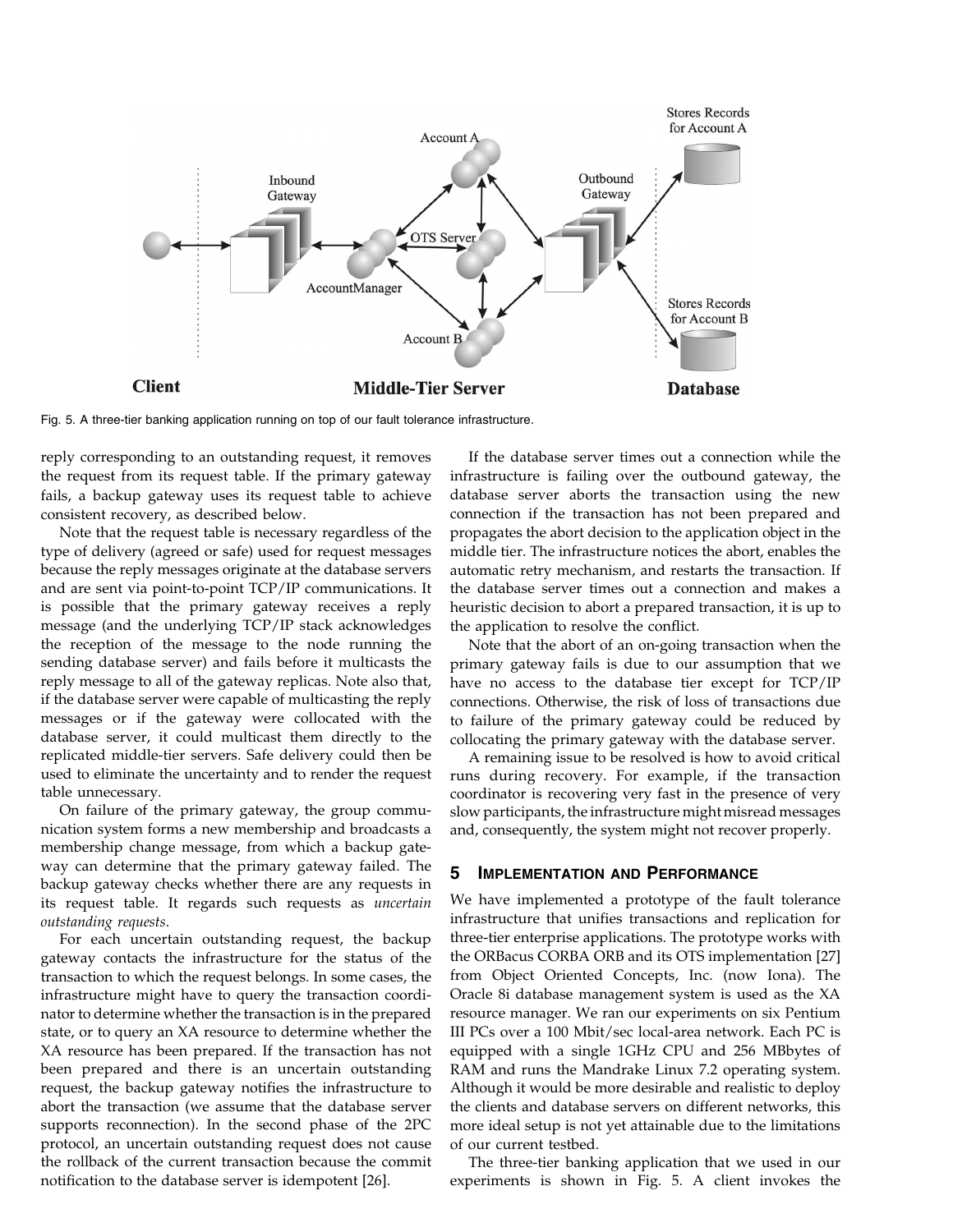Stores Records for Account A

Account A

Inbound Gateway

Outbound Gateway

OTS Server

AccountManager

Stores Records for Account B

Account B

**Client**

**Middle-Tier Server**

**Database**

Fig. 5. A three-tier banking application running on top of our fault tolerance infrastructure.

reply corresponding to an outstanding request, it removes the request from its request table. If the primary gateway fails, a backup gateway uses its request table to achieve consistent recovery, as described below.

Note that the request table is necessary regardless of the type of delivery (agreed or safe) used for request messages because the reply messages originate at the database servers and are sent via point-to-point TCP/IP communications. It is possible that the primary gateway receives a reply message (and the underlying TCP/IP stack acknowledges the reception of the message to the node running the sending database server) and fails before it multicasts the reply message to all of the gateway replicas. Note also that, if the database server were capable of multicasting the reply messages or if the gateway were collocated with the database server, it could multicast them directly to the replicated middle-tier servers. Safe delivery could then be used to eliminate the uncertainty and to render the request table unnecessary.

On failure of the primary gateway, the group communication system forms a new membership and broadcasts a membership change message, from which a backup gateway can determine that the primary gateway failed. The backup gateway checks whether there are any requests in its request table. It regards such requests as *uncertain outstanding requests*.

For each uncertain outstanding request, the backup gateway contacts the infrastructure for the status of the transaction to which the request belongs. In some cases, the infrastructure might have to query the transaction coordinator to determine whether the transaction is in the prepared state, or to query an XA resource to determine whether the XA resource has been prepared. If the transaction has not been prepared and there is an uncertain outstanding request, the backup gateway notifies the infrastructure to abort the transaction (we assume that the database server supports reconnection). In the second phase of the 2PC protocol, an uncertain outstanding request does not cause the rollback of the current transaction because the commit notification to the database server is idempotent [26].

If the database server times out a connection while the infrastructure is failing over the outbound gateway, the database server aborts the transaction using the new connection if the transaction has not been prepared and propagates the abort decision to the application object in the middle tier. The infrastructure notices the abort, enables the automatic retry mechanism, and restarts the transaction. If the database server times out a connection and makes a heuristic decision to abort a prepared transaction, it is up to the application to resolve the conflict.

Note that the abort of an on-going transaction when the primary gateway fails is due to our assumption that we have no access to the database tier except for TCP/IP connections. Otherwise, the risk of loss of transactions due to failure of the primary gateway could be reduced by collocating the primary gateway with the database server.

A remaining issue to be resolved is how to avoid critical runs during recovery. For example, if the transaction coordinator is recovering very fast in the presence of very slow participants, the infrastructure might misread messages and, consequently, the system might not recover properly.

## 5 Implementation and Performance

We have implemented a prototype of the fault tolerance infrastructure that unifies transactions and replication for three-tier enterprise applications. The prototype works with the ORBacus CORBA ORB and its OTS implementation [27] from Object Oriented Concepts, Inc. (now Iona). The Oracle 8i database management system is used as the XA resource manager. We ran our experiments on six Pentium III PCs over a 100 Mbit/sec local-area network. Each PC is equipped with a single 1GHz CPU and 256 MBbytes of RAM and runs the Mandrake Linux 7.2 operating system. Although it would be more desirable and realistic to deploy the clients and database servers on different networks, this more ideal setup is not yet attainable due to the limitations of our current testbed.

The three-tier banking application that we used in our experiments is shown in Fig. 5. A client invokes the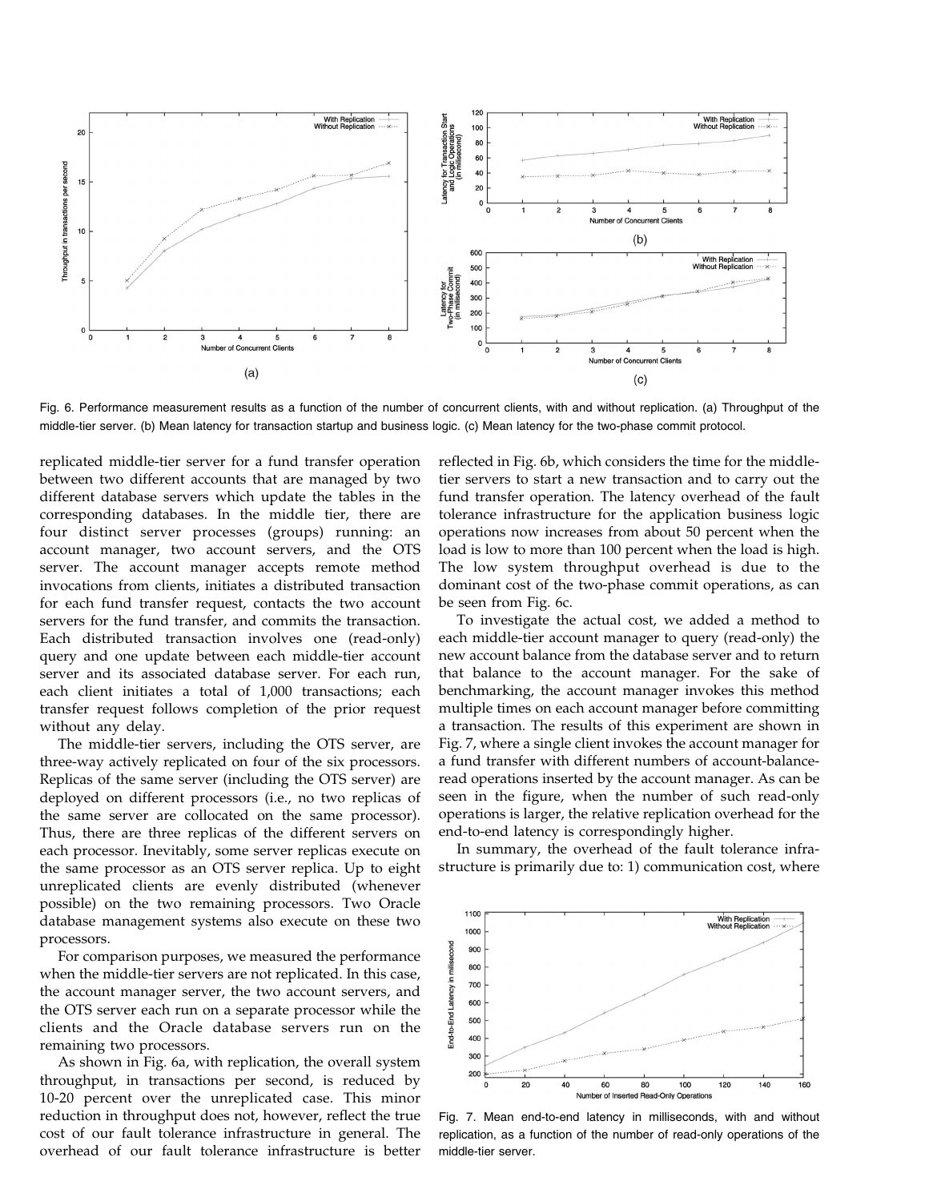With Replication
Without Replication
Throughput in transactions per second
20
15
10
5
0
0 1 2 3 4 5 6 7 8
Number of Concurrent Clients
(a)

With Replication
Without Replication
Latency for Transaction Start and Logic Operations (in millisecond)
120
100
80
60
40
20
0
0 1 2 3 4 5 6 7 8
Number of Concurrent Clients
(b)

With Replication
Without Replication
Latency for Two-Phase Commit (in millisecond)
600
500
400
300
200
100
0
0 1 2 3 4 5 6 7 8
Number of Concurrent Clients
(c)

Fig. 6. Performance measurement results as a function of the number of concurrent clients, with and without replication. (a) Throughput of the middle-tier server. (b) Mean latency for transaction startup and business logic. (c) Mean latency for the two-phase commit protocol.

replicated middle-tier server for a fund transfer operation between two different accounts that are managed by two different database servers which update the tables in the corresponding databases. In the middle tier, there are four distinct server processes (groups) running: an account manager, two account servers, and the OTS server. The account manager accepts remote method invocations from clients, initiates a distributed transaction for each fund transfer request, contacts the two account servers for the fund transfer, and commits the transaction. Each distributed transaction involves one (read-only) query and one update between each middle-tier account server and its associated database server. For each run, each client initiates a total of 1,000 transactions; each transfer request follows completion of the prior request without any delay.

The middle-tier servers, including the OTS server, are three-way actively replicated on four of the six processors. Replicas of the same server (including the OTS server) are deployed on different processors (i.e., no two replicas of the same server are collocated on the same processor). Thus, there are three replicas of the different servers on each processor. Inevitably, some server replicas execute on the same processor as an OTS server replica. Up to eight unreplicated clients are evenly distributed (whenever possible) on the two remaining processors. Two Oracle database management systems also execute on these two processors.

For comparison purposes, we measured the performance when the middle-tier servers are not replicated. In this case, the account manager server, the two account servers, and the OTS server each run on a separate processor while the clients and the Oracle database servers run on the remaining two processors.

As shown in Fig. 6a, with replication, the overall system throughput, in transactions per second, is reduced by 10-20 percent over the unreplicated case. This minor reduction in throughput does not, however, reflect the true cost of our fault tolerance infrastructure in general. The overhead of our fault tolerance infrastructure is better reflected in Fig. 6b, which considers the time for the middle-tier servers to start a new transaction and to carry out the fund transfer operation. The latency overhead of the fault tolerance infrastructure for the application business logic operations now increases from about 50 percent when the load is low to more than 100 percent when the load is high. The low system throughput overhead is due to the dominant cost of the two-phase commit operations, as can be seen from Fig. 6c.

To investigate the actual cost, we added a method to each middle-tier account manager to query (read-only) the new account balance from the database server and to return that balance to the account manager. For the sake of benchmarking, the account manager invokes this method multiple times on each account manager before committing a transaction. The results of this experiment are shown in Fig. 7, where a single client invokes the account manager for a fund transfer with different numbers of account-balance-read operations inserted by the account manager. As can be seen in the figure, when the number of such read-only operations is larger, the relative replication overhead for the end-to-end latency is correspondingly higher.

In summary, the overhead of the fault tolerance infrastructure is primarily due to: 1) communication cost, where

With Replication
Without Replication
End-to-End Latency in millisecond
1100
1000
900
800
700
600
500
400
300
200
0 20 40 60 80 100 120 140 160
Number of Inserted Read-Only Operations

Fig. 7. Mean end-to-end latency in milliseconds, with and without replication, as a function of the number of read-only operations of the middle-tier server.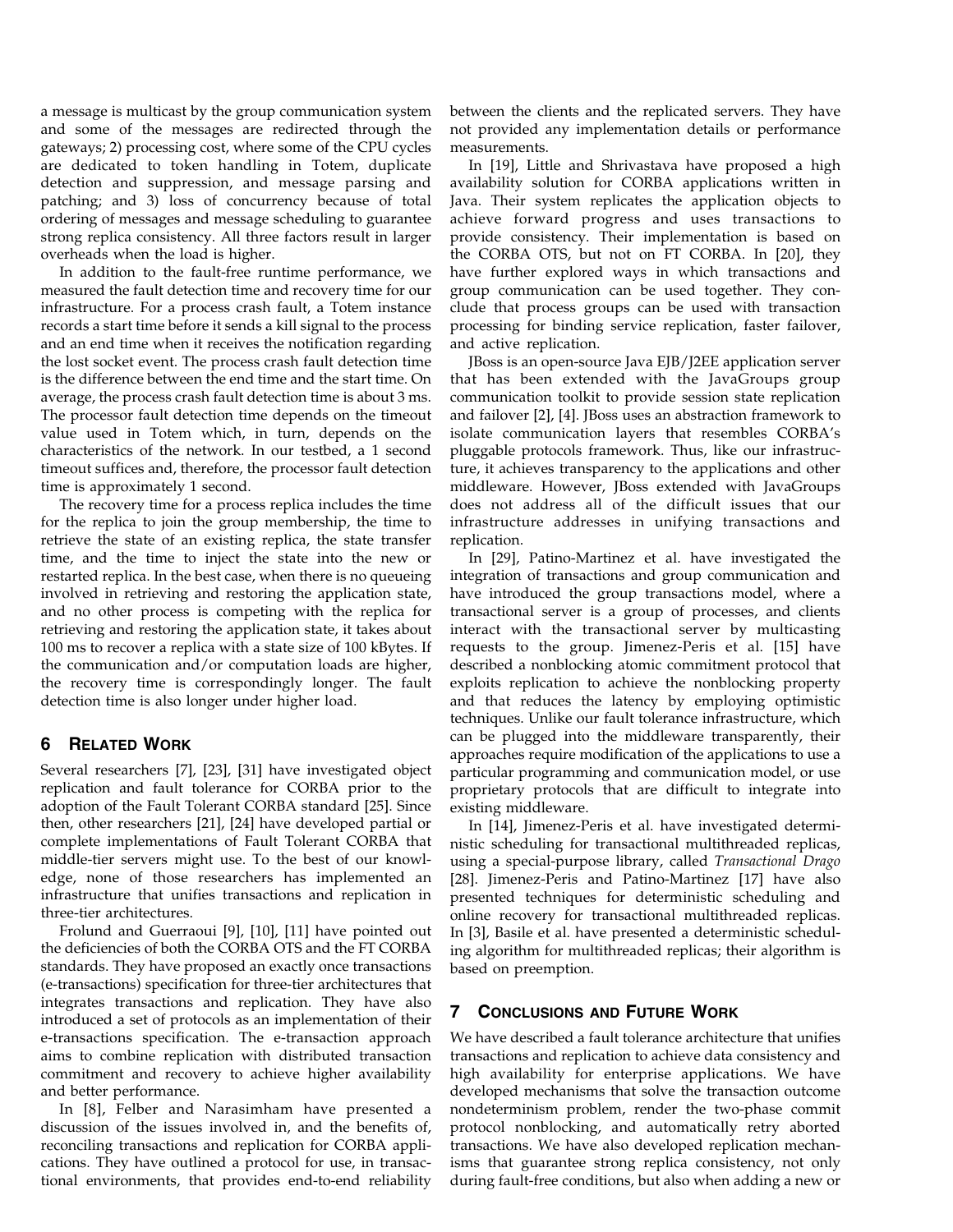a message is multicast by the group communication system and some of the messages are redirected through the gateways; 2) processing cost, where some of the CPU cycles are dedicated to token handling in Totem, duplicate detection and suppression, and message parsing and patching; and 3) loss of concurrency because of total ordering of messages and message scheduling to guarantee strong replica consistency. All three factors result in larger overheads when the load is higher.

In addition to the fault-free runtime performance, we measured the fault detection time and recovery time for our infrastructure. For a process crash fault, a Totem instance records a start time before it sends a kill signal to the process and an end time when it receives the notification regarding the lost socket event. The process crash fault detection time is the difference between the end time and the start time. On average, the process crash fault detection time is about 3 ms. The processor fault detection time depends on the timeout value used in Totem which, in turn, depends on the characteristics of the network. In our testbed, a 1 second timeout suffices and, therefore, the processor fault detection time is approximately 1 second.

The recovery time for a process replica includes the time for the replica to join the group membership, the time to retrieve the state of an existing replica, the state transfer time, and the time to inject the state into the new or restarted replica. In the best case, when there is no queueing involved in retrieving and restoring the application state, and no other process is competing with the replica for retrieving and restoring the application state, it takes about 100 ms to recover a replica with a state size of 100 kBytes. If the communication and/or computation loads are higher, the recovery time is correspondingly longer. The fault detection time is also longer under higher load.

## 6 Related Work

Several researchers [7], [23], [31] have investigated object replication and fault tolerance for CORBA prior to the adoption of the Fault Tolerant CORBA standard [25]. Since then, other researchers [21], [24] have developed partial or complete implementations of Fault Tolerant CORBA that middle-tier servers might use. To the best of our knowledge, none of those researchers has implemented an infrastructure that unifies transactions and replication in three-tier architectures.

Frolund and Guerraoui [9], [10], [11] have pointed out the deficiencies of both the CORBA OTS and the FT CORBA standards. They have proposed an exactly once transactions (e-transactions) specification for three-tier architectures that integrates transactions and replication. They have also introduced a set of protocols as an implementation of their e-transactions specification. The e-transaction approach aims to combine replication with distributed transaction commitment and recovery to achieve higher availability and better performance.

In [8], Felber and Narasimham have presented a discussion of the issues involved in, and the benefits of, reconciling transactions and replication for CORBA applications. They have outlined a protocol for use, in transactional environments, that provides end-to-end reliability between the clients and the replicated servers. They have not provided any implementation details or performance measurements.

In [19], Little and Shrivastava have proposed a high availability solution for CORBA applications written in Java. Their system replicates the application objects to achieve forward progress and uses transactions to provide consistency. Their implementation is based on the CORBA OTS, but not on FT CORBA. In [20], they have further explored ways in which transactions and group communication can be used together. They conclude that process groups can be used with transaction processing for binding service replication, faster failover, and active replication.

JBoss is an open-source Java EJB/J2EE application server that has been extended with the JavaGroups group communication toolkit to provide session state replication and failover [2], [4]. JBoss uses an abstraction framework to isolate communication layers that resembles CORBA's pluggable protocols framework. Thus, like our infrastructure, it achieves transparency to the applications and other middleware. However, JBoss extended with JavaGroups does not address all of the difficult issues that our infrastructure addresses in unifying transactions and replication.

In [29], Patino-Martinez et al. have investigated the integration of transactions and group communication and have introduced the group transactions model, where a transactional server is a group of processes, and clients interact with the transactional server by multicasting requests to the group. Jimenez-Peris et al. [15] have described a nonblocking atomic commitment protocol that exploits replication to achieve the nonblocking property and that reduces the latency by employing optimistic techniques. Unlike our fault tolerance infrastructure, which can be plugged into the middleware transparently, their approaches require modification of the applications to use a particular programming and communication model, or use proprietary protocols that are difficult to integrate into existing middleware.

In [14], Jimenez-Peris et al. have investigated deterministic scheduling for transactional multithreaded replicas, using a special-purpose library, called *Transactional Drago* [28]. Jimenez-Peris and Patino-Martinez [17] have also presented techniques for deterministic scheduling and online recovery for transactional multithreaded replicas. In [3], Basile et al. have presented a deterministic scheduling algorithm for multithreaded replicas; their algorithm is based on preemption.

## 7 Conclusions and Future Work

We have described a fault tolerance architecture that unifies transactions and replication to achieve data consistency and high availability for enterprise applications. We have developed mechanisms that solve the transaction outcome nondeterminism problem, render the two-phase commit protocol nonblocking, and automatically retry aborted transactions. We have also developed replication mechanisms that guarantee strong replica consistency, not only during fault-free conditions, but also when adding a new or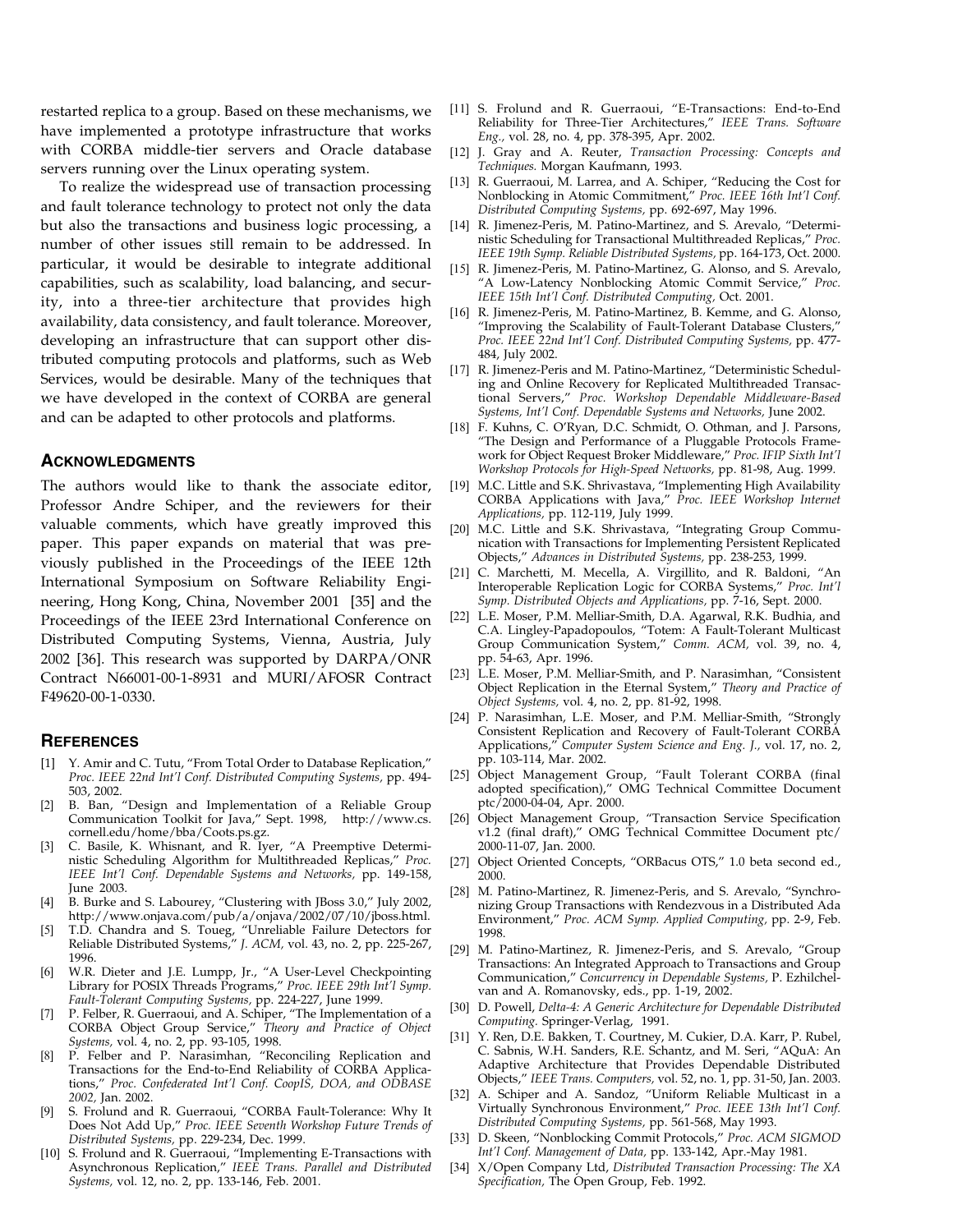restarted replica to a group. Based on these mechanisms, we have implemented a prototype infrastructure that works with CORBA middle-tier servers and Oracle database servers running over the Linux operating system.

To realize the widespread use of transaction processing and fault tolerance technology to protect not only the data but also the transactions and business logic processing, a number of other issues still remain to be addressed. In particular, it would be desirable to integrate additional capabilities, such as scalability, load balancing, and security, into a three-tier architecture that provides high availability, data consistency, and fault tolerance. Moreover, developing an infrastructure that can support other distributed computing protocols and platforms, such as Web Services, would be desirable. Many of the techniques that we have developed in the context of CORBA are general and can be adapted to other protocols and platforms.

## ACKNOWLEDGMENTS

The authors would like to thank the associate editor, Professor Andre Schiper, and the reviewers for their valuable comments, which have greatly improved this paper. This paper expands on material that was previously published in the Proceedings of the IEEE 12th International Symposium on Software Reliability Engineering, Hong Kong, China, November 2001 [35] and the Proceedings of the IEEE 23rd International Conference on Distributed Computing Systems, Vienna, Austria, July 2002 [36]. This research was supported by DARPA/ONR Contract N66001-00-1-8931 and MURI/AFOSR Contract F49620-00-1-0330.

## REFERENCES

[1] Y. Amir and C. Tutu, "From Total Order to Database Replication," *Proc. IEEE 22nd Int'l Conf. Distributed Computing Systems,* pp. 494-503, 2002.

[2] B. Ban, "Design and Implementation of a Reliable Group Communication Toolkit for Java," Sept. 1998, http://www.cs.cornell.edu/home/bba/Coots.ps.gz.

[3] C. Basile, K. Whisnant, and R. Iyer, "A Preemptive Deterministic Scheduling Algorithm for Multithreaded Replicas," *Proc. IEEE Int'l Conf. Dependable Systems and Networks,* pp. 149-158, June 2003.

[4] B. Burke and S. Labourey, "Clustering with JBoss 3.0," July 2002, http://www.onjava.com/pub/a/onjava/2002/07/10/jboss.html.

[5] T.D. Chandra and S. Toueg, "Unreliable Failure Detectors for Reliable Distributed Systems," *J. ACM,* vol. 43, no. 2, pp. 225-267, 1996.

[6] W.R. Dieter and J.E. Lumpp, Jr., "A User-Level Checkpointing Library for POSIX Threads Programs," *Proc. IEEE 29th Int'l Symp. Fault-Tolerant Computing Systems,* pp. 224-227, June 1999.

[7] P. Felber, R. Guerraoui, and A. Schiper, "The Implementation of a CORBA Object Group Service," *Theory and Practice of Object Systems,* vol. 4, no. 2, pp. 93-105, 1998.

[8] P. Felber and P. Narasimhan, "Reconciling Replication and Transactions for the End-to-End Reliability of CORBA Applications," *Proc. Confederated Int'l Conf. CoopIS, DOA, and ODBASE 2002,* Jan. 2002.

[9] S. Frolund and R. Guerraoui, "CORBA Fault-Tolerance: Why It Does Not Add Up," *Proc. IEEE Seventh Workshop Future Trends of Distributed Systems,* pp. 229-234, Dec. 1999.

[10] S. Frolund and R. Guerraoui, "Implementing E-Transactions with Asynchronous Replication," *IEEE Trans. Parallel and Distributed Systems,* vol. 12, no. 2, pp. 133-146, Feb. 2001.

[11] S. Frolund and R. Guerraoui, "E-Transactions: End-to-End Reliability for Three-Tier Architectures," *IEEE Trans. Software Eng.,* vol. 28, no. 4, pp. 378-395, Apr. 2002.

[12] J. Gray and A. Reuter, *Transaction Processing: Concepts and Techniques.* Morgan Kaufmann, 1993.

[13] R. Guerraoui, M. Larrea, and A. Schiper, "Reducing the Cost for Nonblocking in Atomic Commitment," *Proc. IEEE 16th Int'l Conf. Distributed Computing Systems,* pp. 692-697, May 1996.

[14] R. Jimenez-Peris, M. Patino-Martinez, and S. Arevalo, "Deterministic Scheduling for Transactional Multithreaded Replicas," *Proc. IEEE 19th Symp. Reliable Distributed Systems,* pp. 164-173, Oct. 2000.

[15] R. Jimenez-Peris, M. Patino-Martinez, G. Alonso, and S. Arevalo, "A Low-Latency Nonblocking Atomic Commit Service," *Proc. IEEE 15th Int'l Conf. Distributed Computing,* Oct. 2001.

[16] R. Jimenez-Peris, M. Patino-Martinez, B. Kemme, and G. Alonso, "Improving the Scalability of Fault-Tolerant Database Clusters," *Proc. IEEE 22nd Int'l Conf. Distributed Computing Systems,* pp. 477-484, July 2002.

[17] R. Jimenez-Peris and M. Patino-Martinez, "Deterministic Scheduling and Online Recovery for Replicated Multithreaded Transactional Servers," *Proc. Workshop Dependable Middleware-Based Systems, Int'l Conf. Dependable Systems and Networks,* June 2002.

[18] F. Kuhns, C. O'Ryan, D.C. Schmidt, O. Othman, and J. Parsons, "The Design and Performance of a Pluggable Protocols Framework for Object Request Broker Middleware," *Proc. IFIP Sixth Int'l Workshop Protocols for High-Speed Networks,* pp. 81-98, Aug. 1999.

[19] M.C. Little and S.K. Shrivastava, "Implementing High Availability CORBA Applications with Java," *Proc. IEEE Workshop Internet Applications,* pp. 112-119, July 1999.

[20] M.C. Little and S.K. Shrivastava, "Integrating Group Communication with Transactions for Implementing Persistent Replicated Objects," *Advances in Distributed Systems,* pp. 238-253, 1999.

[21] C. Marchetti, M. Mecella, A. Virgillito, and R. Baldoni, "An Interoperable Replication Logic for CORBA Systems," *Proc. Int'l Symp. Distributed Objects and Applications,* pp. 7-16, Sept. 2000.

[22] L.E. Moser, P.M. Melliar-Smith, D.A. Agarwal, R.K. Budhia, and C.A. Lingley-Papadopoulos, "Totem: A Fault-Tolerant Multicast Group Communication System," *Comm. ACM,* vol. 39, no. 4, pp. 54-63, Apr. 1996.

[23] L.E. Moser, P.M. Melliar-Smith, and P. Narasimhan, "Consistent Object Replication in the Eternal System," *Theory and Practice of Object Systems,* vol. 4, no. 2, pp. 81-92, 1998.

[24] P. Narasimhan, L.E. Moser, and P.M. Melliar-Smith, "Strongly Consistent Replication and Recovery of Fault-Tolerant CORBA Applications," *Computer System Science and Eng. J.,* vol. 17, no. 2, pp. 103-114, Mar. 2002.

[25] Object Management Group, "Fault Tolerant CORBA (final adopted specification)," OMG Technical Committee Document ptc/2000-04-04, Apr. 2000.

[26] Object Management Group, "Transaction Service Specification v1.2 (final draft)," OMG Technical Committee Document ptc/2000-11-07, Jan. 2000.

[27] Object Oriented Concepts, "ORBacus OTS," 1.0 beta second ed., 2000.

[28] M. Patino-Martinez, R. Jimenez-Peris, and S. Arevalo, "Synchronizing Group Transactions with Rendezvous in a Distributed Ada Environment," *Proc. ACM Symp. Applied Computing,* pp. 2-9, Feb. 1998.

[29] M. Patino-Martinez, R. Jimenez-Peris, and S. Arevalo, "Group Transactions: An Integrated Approach to Transactions and Group Communication," *Concurrency in Dependable Systems,* P. Ezhilchelvan and A. Romanovsky, eds., pp. 1-19, 2002.

[30] D. Powell, *Delta-4: A Generic Architecture for Dependable Distributed Computing.* Springer-Verlag, 1991.

[31] Y. Ren, D.E. Bakken, T. Courtney, M. Cukier, D.A. Karr, P. Rubel, C. Sabnis, W.H. Sanders, R.E. Schantz, and M. Seri, "AQuA: An Adaptive Architecture that Provides Dependable Distributed Objects," *IEEE Trans. Computers,* vol. 52, no. 1, pp. 31-50, Jan. 2003.

[32] A. Schiper and A. Sandoz, "Uniform Reliable Multicast in a Virtually Synchronous Environment," *Proc. IEEE 13th Int'l Conf. Distributed Computing Systems,* pp. 561-568, May 1993.

[33] D. Skeen, "Nonblocking Commit Protocols," *Proc. ACM SIGMOD Int'l Conf. Management of Data,* pp. 133-142, Apr.-May 1981.

[34] X/Open Company Ltd, *Distributed Transaction Processing: The XA Specification,* The Open Group, Feb. 1992.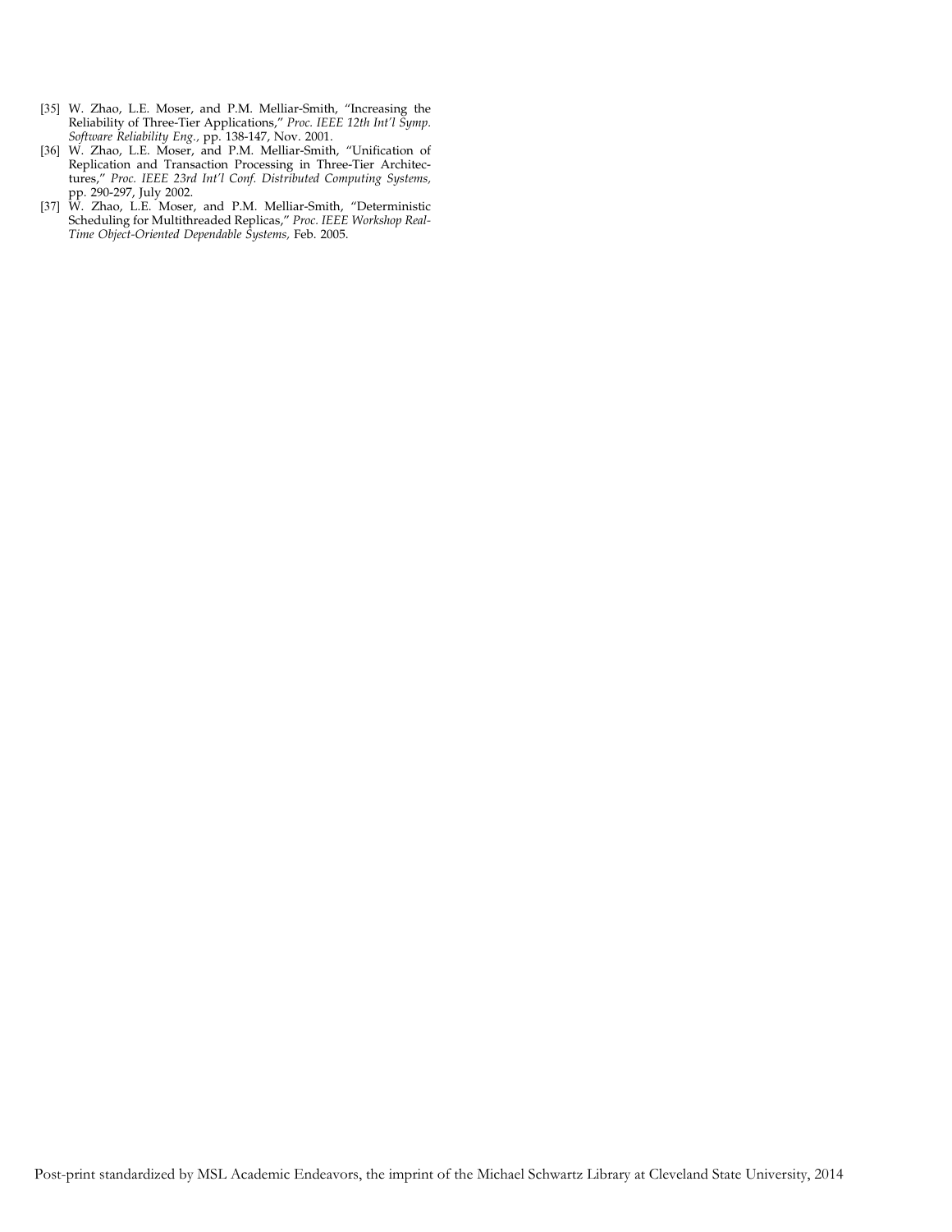[35] W. Zhao, L.E. Moser, and P.M. Melliar-Smith, "Increasing the Reliability of Three-Tier Applications," *Proc. IEEE 12th Int'l Symp. Software Reliability Eng.,* pp. 138-147, Nov. 2001.

[36] W. Zhao, L.E. Moser, and P.M. Melliar-Smith, "Unification of Replication and Transaction Processing in Three-Tier Architectures," *Proc. IEEE 23rd Int'l Conf. Distributed Computing Systems,* pp. 290-297, July 2002.

[37] W. Zhao, L.E. Moser, and P.M. Melliar-Smith, "Deterministic Scheduling for Multithreaded Replicas," *Proc. IEEE Workshop Real-Time Object-Oriented Dependable Systems,* Feb. 2005.

Post-print standardized by MSL Academic Endeavors, the imprint of the Michael Schwartz Library at Cleveland State University, 2014